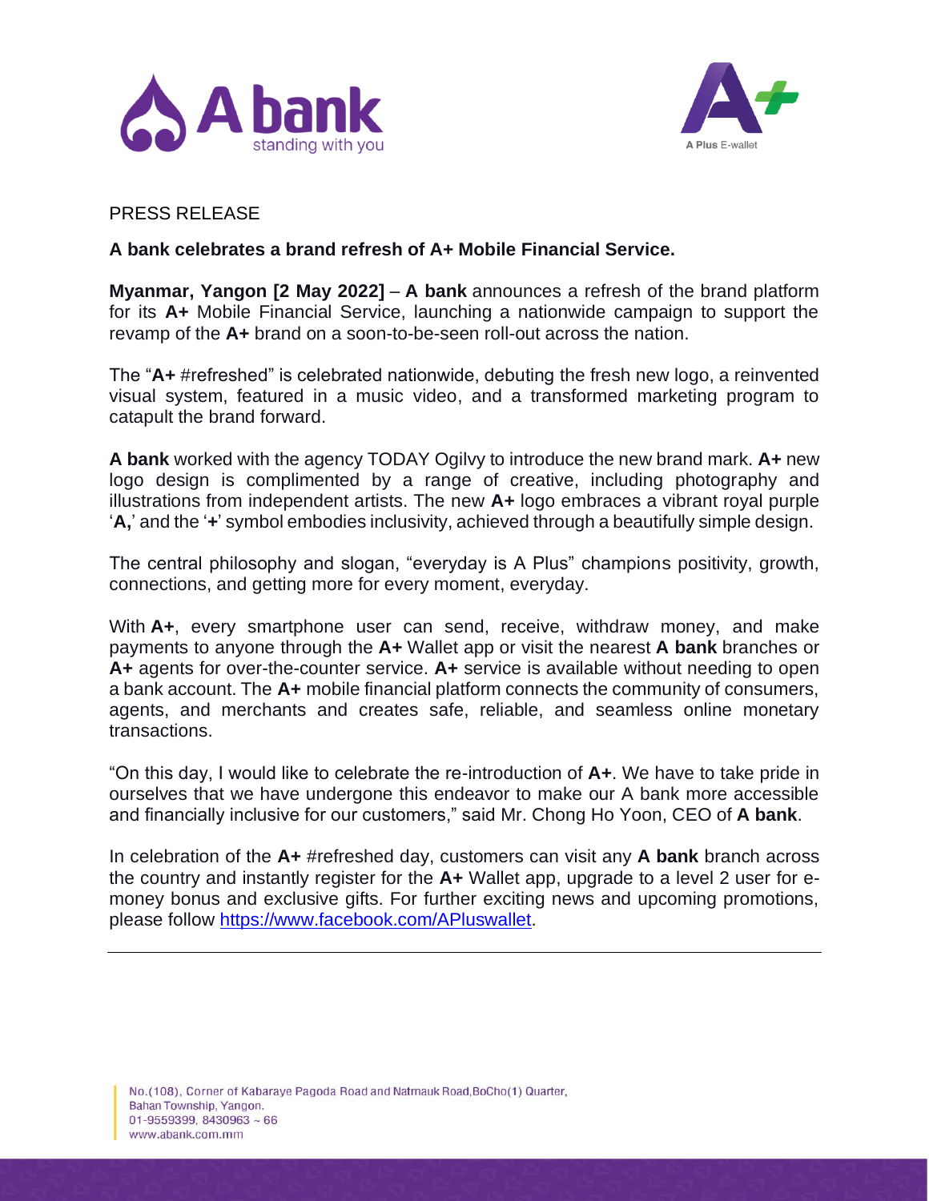PRESS RELEASE

**A bank celebrates a brand refresh of A+ Mobile Financial Service.**

**Myanmar, Yangon [2 May 2022]** – **A bank** announces a refresh of the brand platform for its **A+** Mobile Financial Service, launching a nationwide campaign to support the revamp of the **A+** brand on a soon-to-be-seen roll-out across the nation.

The "**A+** #refreshed" is celebrated nationwide, debuting the fresh new logo, a reinvented visual system, featured in a music video, and a transformed marketing program to catapult the brand forward.

**A bank** worked with the agency TODAY Ogilvy to introduce the new brand mark. **A+** new logo design is complimented by a range of creative, including photography and illustrations from independent artists. The new **A+** logo embraces a vibrant royal purple '**A,**' and the '**+**' symbol embodies inclusivity, achieved through a beautifully simple design.

The central philosophy and slogan, "everyday is A Plus" champions positivity, growth, connections, and getting more for every moment, everyday.

With **A+**, every smartphone user can send, receive, withdraw money, and make payments to anyone through the **A+** Wallet app or visit the nearest **A bank** branches or **A+** agents for over-the-counter service. **A+** service is available without needing to open a bank account. The **A+** mobile financial platform connects the community of consumers, agents, and merchants and creates safe, reliable, and seamless online monetary transactions.

"On this day, I would like to celebrate the re-introduction of **A+**. We have to take pride in ourselves that we have undergone this endeavor to make our A bank more accessible and financially inclusive for our customers," said Mr. Chong Ho Yoon, CEO of **A bank**.

In celebration of the **A+** #refreshed day, customers can visit any **A bank** branch across the country and instantly register for the **A+** Wallet app, upgrade to a level 2 user for e-money bonus and exclusive gifts. For further exciting news and upcoming promotions, please follow https://www.facebook.com/APluswallet.

---

No.(108), Corner of Kabaraye Pagoda Road and Natmauk Road,BoCho(1) Quarter,
Bahan Township, Yangon.
01-9559399, 8430963 ~ 66
www.abank.com.mm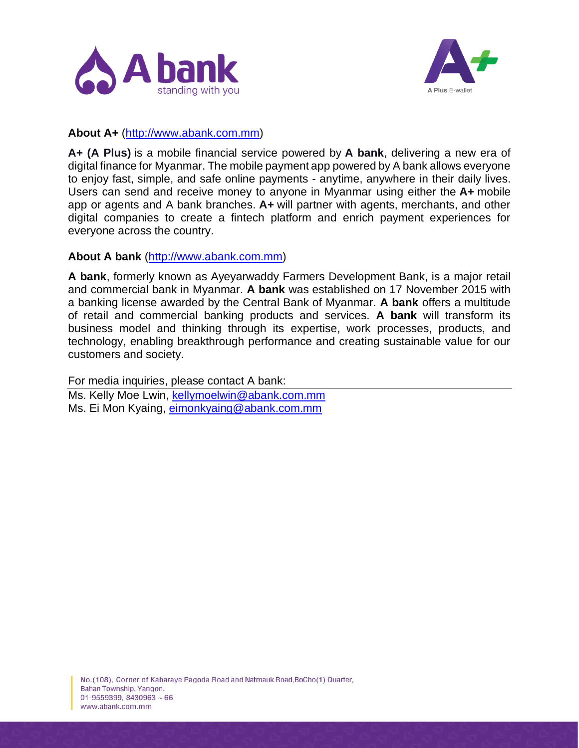**About A+** (http://www.abank.com.mm)

**A+ (A Plus)** is a mobile financial service powered by **A bank**, delivering a new era of digital finance for Myanmar. The mobile payment app powered by A bank allows everyone to enjoy fast, simple, and safe online payments - anytime, anywhere in their daily lives. Users can send and receive money to anyone in Myanmar using either the **A+** mobile app or agents and A bank branches. **A+** will partner with agents, merchants, and other digital companies to create a fintech platform and enrich payment experiences for everyone across the country.

**About A bank** (http://www.abank.com.mm)

**A bank**, formerly known as Ayeyarwaddy Farmers Development Bank, is a major retail and commercial bank in Myanmar. **A bank** was established on 17 November 2015 with a banking license awarded by the Central Bank of Myanmar. **A bank** offers a multitude of retail and commercial banking products and services. **A bank** will transform its business model and thinking through its expertise, work processes, products, and technology, enabling breakthrough performance and creating sustainable value for our customers and society.

For media inquiries, please contact A bank:

Ms. Kelly Moe Lwin, kellymoelwin@abank.com.mm
Ms. Ei Mon Kyaing, eimonkyaing@abank.com.mm

No.(108), Corner of Kabaraye Pagoda Road and Natmauk Road,BoCho(1) Quarter,
Bahan Township, Yangon.
01-9559399, 8430963 ~ 66
www.abank.com.mm